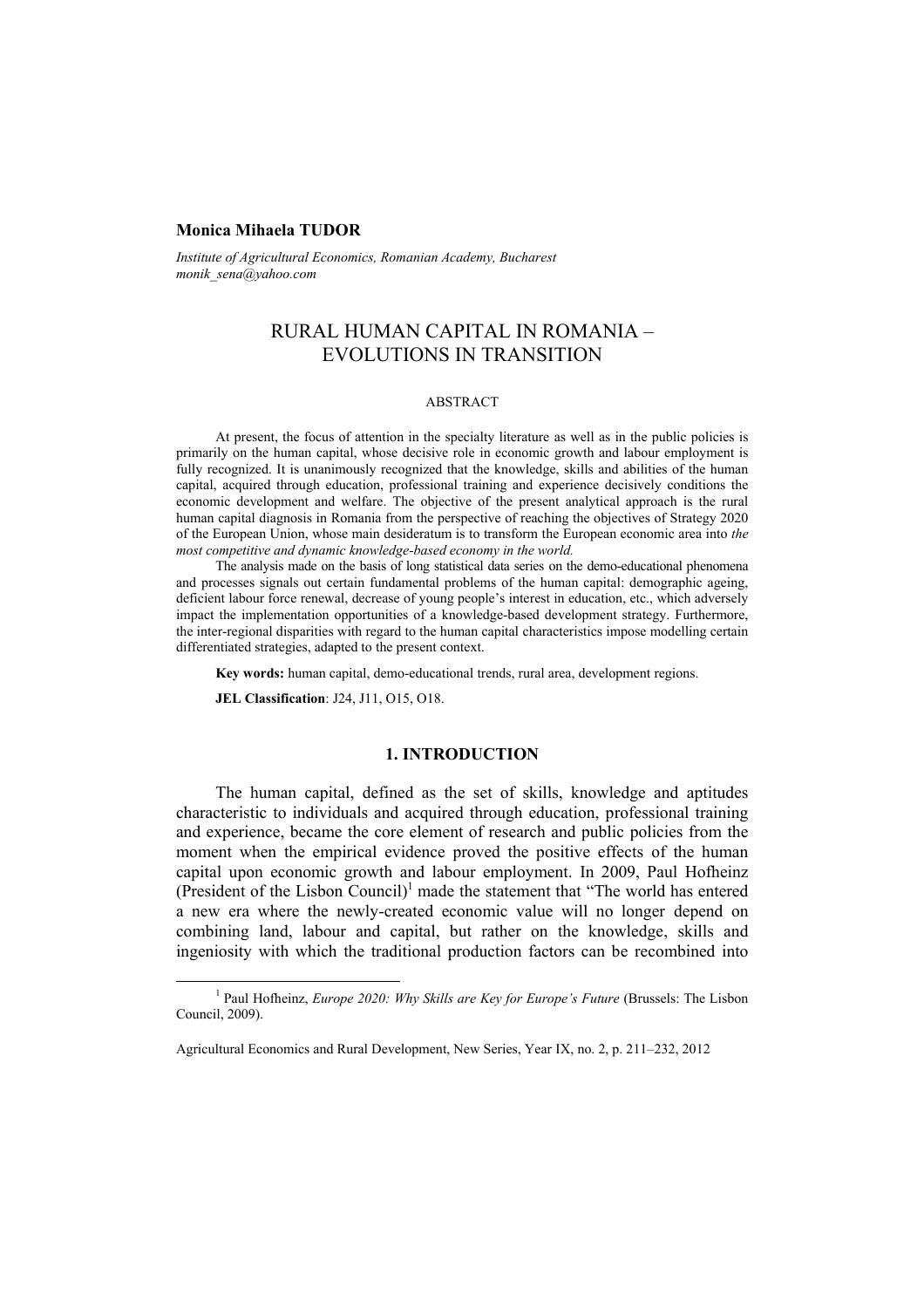**Monica Mihaela TUDOR**

*Institute of Agricultural Economics, Romanian Academy, Bucharest*
*monik_sena@yahoo.com*

# RURAL HUMAN CAPITAL IN ROMANIA – EVOLUTIONS IN TRANSITION

## ABSTRACT

At present, the focus of attention in the specialty literature as well as in the public policies is primarily on the human capital, whose decisive role in economic growth and labour employment is fully recognized. It is unanimously recognized that the knowledge, skills and abilities of the human capital, acquired through education, professional training and experience decisively conditions the economic development and welfare. The objective of the present analytical approach is the rural human capital diagnosis in Romania from the perspective of reaching the objectives of Strategy 2020 of the European Union, whose main desideratum is to transform the European economic area into *the most competitive and dynamic knowledge-based economy in the world.*

The analysis made on the basis of long statistical data series on the demo-educational phenomena and processes signals out certain fundamental problems of the human capital: demographic ageing, deficient labour force renewal, decrease of young people's interest in education, etc., which adversely impact the implementation opportunities of a knowledge-based development strategy. Furthermore, the inter-regional disparities with regard to the human capital characteristics impose modelling certain differentiated strategies, adapted to the present context.

**Key words:** human capital, demo-educational trends, rural area, development regions.

**JEL Classification**: J24, J11, O15, O18.

## 1. INTRODUCTION

The human capital, defined as the set of skills, knowledge and aptitudes characteristic to individuals and acquired through education, professional training and experience, became the core element of research and public policies from the moment when the empirical evidence proved the positive effects of the human capital upon economic growth and labour employment. In 2009, Paul Hofheinz (President of the Lisbon Council)[1] made the statement that "The world has entered a new era where the newly-created economic value will no longer depend on combining land, labour and capital, but rather on the knowledge, skills and ingeniosity with which the traditional production factors can be recombined into

---

[1] Paul Hofheinz, *Europe 2020: Why Skills are Key for Europe's Future* (Brussels: The Lisbon Council, 2009).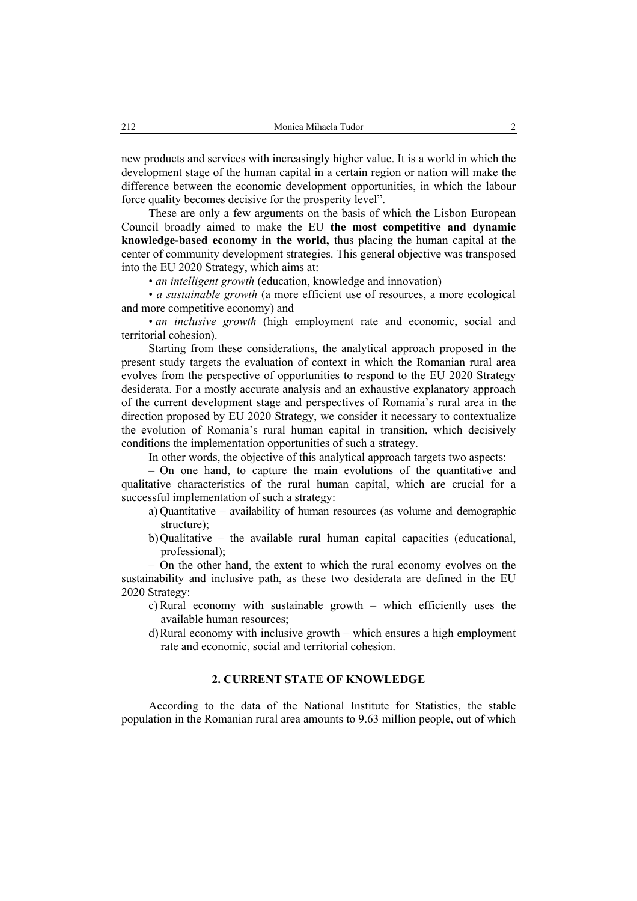new products and services with increasingly higher value. It is a world in which the development stage of the human capital in a certain region or nation will make the difference between the economic development opportunities, in which the labour force quality becomes decisive for the prosperity level".

These are only a few arguments on the basis of which the Lisbon European Council broadly aimed to make the EU **the most competitive and dynamic knowledge-based economy in the world,** thus placing the human capital at the center of community development strategies. This general objective was transposed into the EU 2020 Strategy, which aims at:

• *an intelligent growth* (education, knowledge and innovation)

• *a sustainable growth* (a more efficient use of resources, a more ecological and more competitive economy) and

• *an inclusive growth* (high employment rate and economic, social and territorial cohesion).

Starting from these considerations, the analytical approach proposed in the present study targets the evaluation of context in which the Romanian rural area evolves from the perspective of opportunities to respond to the EU 2020 Strategy desiderata. For a mostly accurate analysis and an exhaustive explanatory approach of the current development stage and perspectives of Romania's rural area in the direction proposed by EU 2020 Strategy, we consider it necessary to contextualize the evolution of Romania's rural human capital in transition, which decisively conditions the implementation opportunities of such a strategy.

In other words, the objective of this analytical approach targets two aspects:

– On one hand, to capture the main evolutions of the quantitative and qualitative characteristics of the rural human capital, which are crucial for a successful implementation of such a strategy:

a) Quantitative – availability of human resources (as volume and demographic structure);

b) Qualitative – the available rural human capital capacities (educational, professional);

– On the other hand, the extent to which the rural economy evolves on the sustainability and inclusive path, as these two desiderata are defined in the EU 2020 Strategy:

c) Rural economy with sustainable growth – which efficiently uses the available human resources;

d) Rural economy with inclusive growth – which ensures a high employment rate and economic, social and territorial cohesion.

## 2. CURRENT STATE OF KNOWLEDGE

According to the data of the National Institute for Statistics, the stable population in the Romanian rural area amounts to 9.63 million people, out of which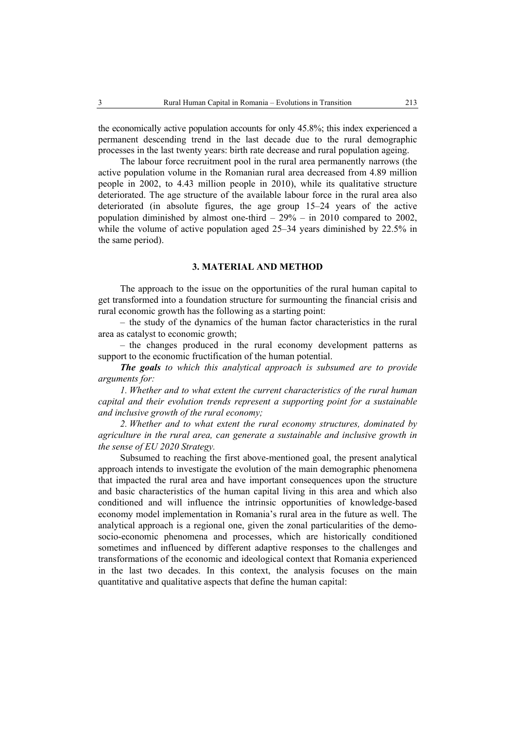the economically active population accounts for only 45.8%; this index experienced a permanent descending trend in the last decade due to the rural demographic processes in the last twenty years: birth rate decrease and rural population ageing.

The labour force recruitment pool in the rural area permanently narrows (the active population volume in the Romanian rural area decreased from 4.89 million people in 2002, to 4.43 million people in 2010), while its qualitative structure deteriorated. The age structure of the available labour force in the rural area also deteriorated (in absolute figures, the age group 15–24 years of the active population diminished by almost one-third – 29% – in 2010 compared to 2002, while the volume of active population aged 25–34 years diminished by 22.5% in the same period).

## 3. MATERIAL AND METHOD

The approach to the issue on the opportunities of the rural human capital to get transformed into a foundation structure for surmounting the financial crisis and rural economic growth has the following as a starting point:

– the study of the dynamics of the human factor characteristics in the rural area as catalyst to economic growth;

– the changes produced in the rural economy development patterns as support to the economic fructification of the human potential.

***The goals*** *to which this analytical approach is subsumed are to provide arguments for:*

*1. Whether and to what extent the current characteristics of the rural human capital and their evolution trends represent a supporting point for a sustainable and inclusive growth of the rural economy;*

*2. Whether and to what extent the rural economy structures, dominated by agriculture in the rural area, can generate a sustainable and inclusive growth in the sense of EU 2020 Strategy.*

Subsumed to reaching the first above-mentioned goal, the present analytical approach intends to investigate the evolution of the main demographic phenomena that impacted the rural area and have important consequences upon the structure and basic characteristics of the human capital living in this area and which also conditioned and will influence the intrinsic opportunities of knowledge-based economy model implementation in Romania's rural area in the future as well. The analytical approach is a regional one, given the zonal particularities of the demo-socio-economic phenomena and processes, which are historically conditioned sometimes and influenced by different adaptive responses to the challenges and transformations of the economic and ideological context that Romania experienced in the last two decades. In this context, the analysis focuses on the main quantitative and qualitative aspects that define the human capital: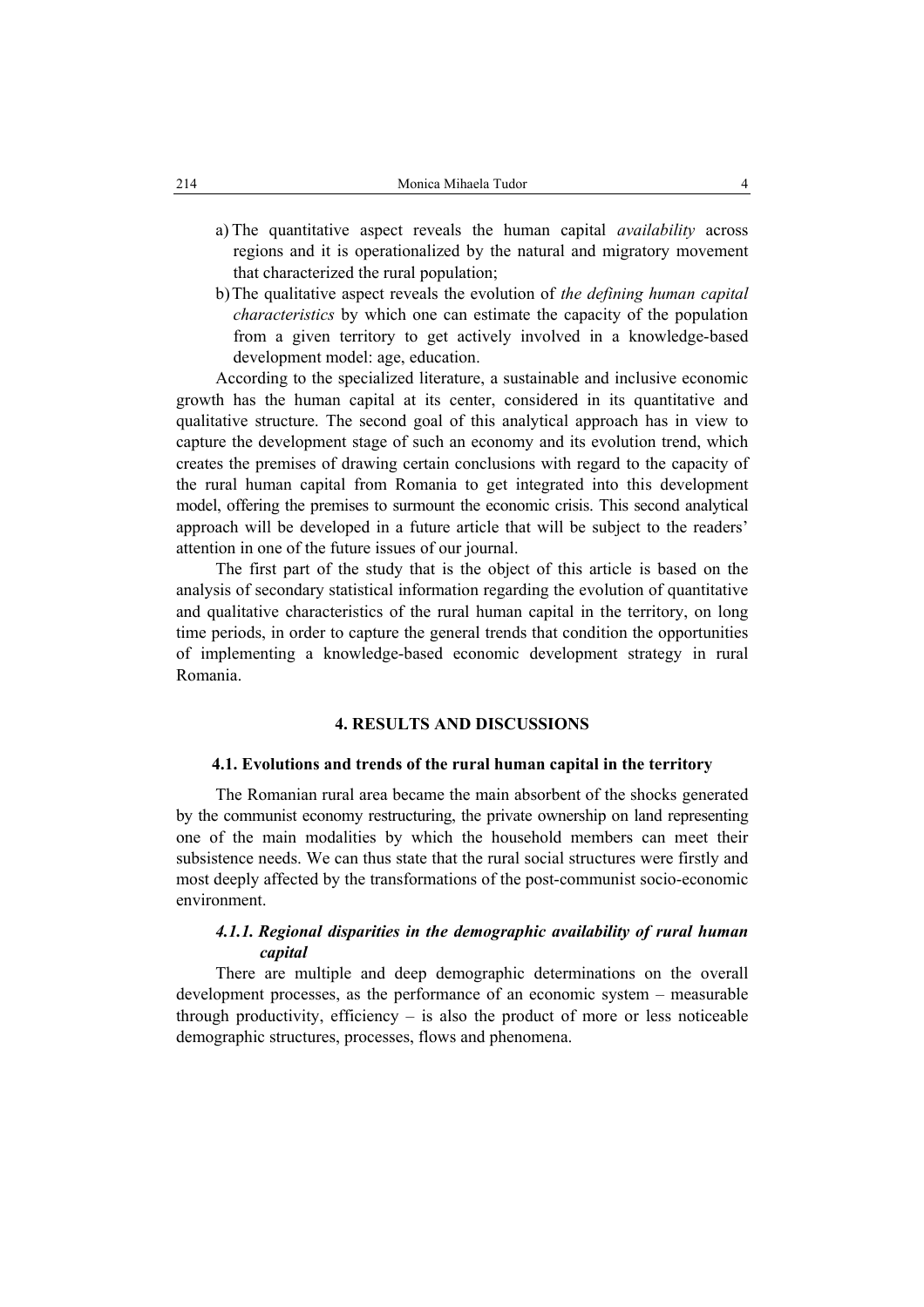a) The quantitative aspect reveals the human capital *availability* across regions and it is operationalized by the natural and migratory movement that characterized the rural population;

b) The qualitative aspect reveals the evolution of *the defining human capital characteristics* by which one can estimate the capacity of the population from a given territory to get actively involved in a knowledge-based development model: age, education.

According to the specialized literature, a sustainable and inclusive economic growth has the human capital at its center, considered in its quantitative and qualitative structure. The second goal of this analytical approach has in view to capture the development stage of such an economy and its evolution trend, which creates the premises of drawing certain conclusions with regard to the capacity of the rural human capital from Romania to get integrated into this development model, offering the premises to surmount the economic crisis. This second analytical approach will be developed in a future article that will be subject to the readers' attention in one of the future issues of our journal.

The first part of the study that is the object of this article is based on the analysis of secondary statistical information regarding the evolution of quantitative and qualitative characteristics of the rural human capital in the territory, on long time periods, in order to capture the general trends that condition the opportunities of implementing a knowledge-based economic development strategy in rural Romania.

## 4. RESULTS AND DISCUSSIONS

### 4.1. Evolutions and trends of the rural human capital in the territory

The Romanian rural area became the main absorbent of the shocks generated by the communist economy restructuring, the private ownership on land representing one of the main modalities by which the household members can meet their subsistence needs. We can thus state that the rural social structures were firstly and most deeply affected by the transformations of the post-communist socio-economic environment.

#### *4.1.1. Regional disparities in the demographic availability of rural human capital*

There are multiple and deep demographic determinations on the overall development processes, as the performance of an economic system – measurable through productivity, efficiency – is also the product of more or less noticeable demographic structures, processes, flows and phenomena.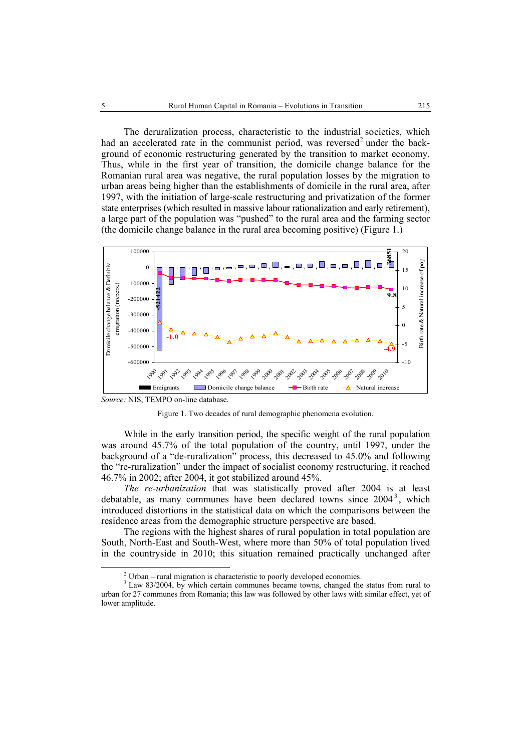The deruralization process, characteristic to the industrial societies, which had an accelerated rate in the communist period, was reversed[2] under the background of economic restructuring generated by the transition to market economy. Thus, while in the first year of transition, the domicile change balance for the Romanian rural area was negative, the rural population losses by the migration to urban areas being higher than the establishments of domicile in the rural area, after 1997, with the initiation of large-scale restructuring and privatization of the former state enterprises (which resulted in massive labour rationalization and early retirement), a large part of the population was "pushed" to the rural area and the farming sector (the domicile change balance in the rural area becoming positive) (Figure 1.)

*Source:* NIS, TEMPO on-line database.

Figure 1. Two decades of rural demographic phenomena evolution.

While in the early transition period, the specific weight of the rural population was around 45.7% of the total population of the country, until 1997, under the background of a "de-ruralization" process, this decreased to 45.0% and following the "re-ruralization" under the impact of socialist economy restructuring, it reached 46.7% in 2002; after 2004, it got stabilized around 45%.

*The re-urbanization* that was statistically proved after 2004 is at least debatable, as many communes have been declared towns since 2004[3], which introduced distortions in the statistical data on which the comparisons between the residence areas from the demographic structure perspective are based.

The regions with the highest shares of rural population in total population are South, North-East and South-West, where more than 50% of total population lived in the countryside in 2010; this situation remained practically unchanged after

[2] Urban – rural migration is characteristic to poorly developed economies.

[3] Law 83/2004, by which certain communes became towns, changed the status from rural to urban for 27 communes from Romania; this law was followed by other laws with similar effect, yet of lower amplitude.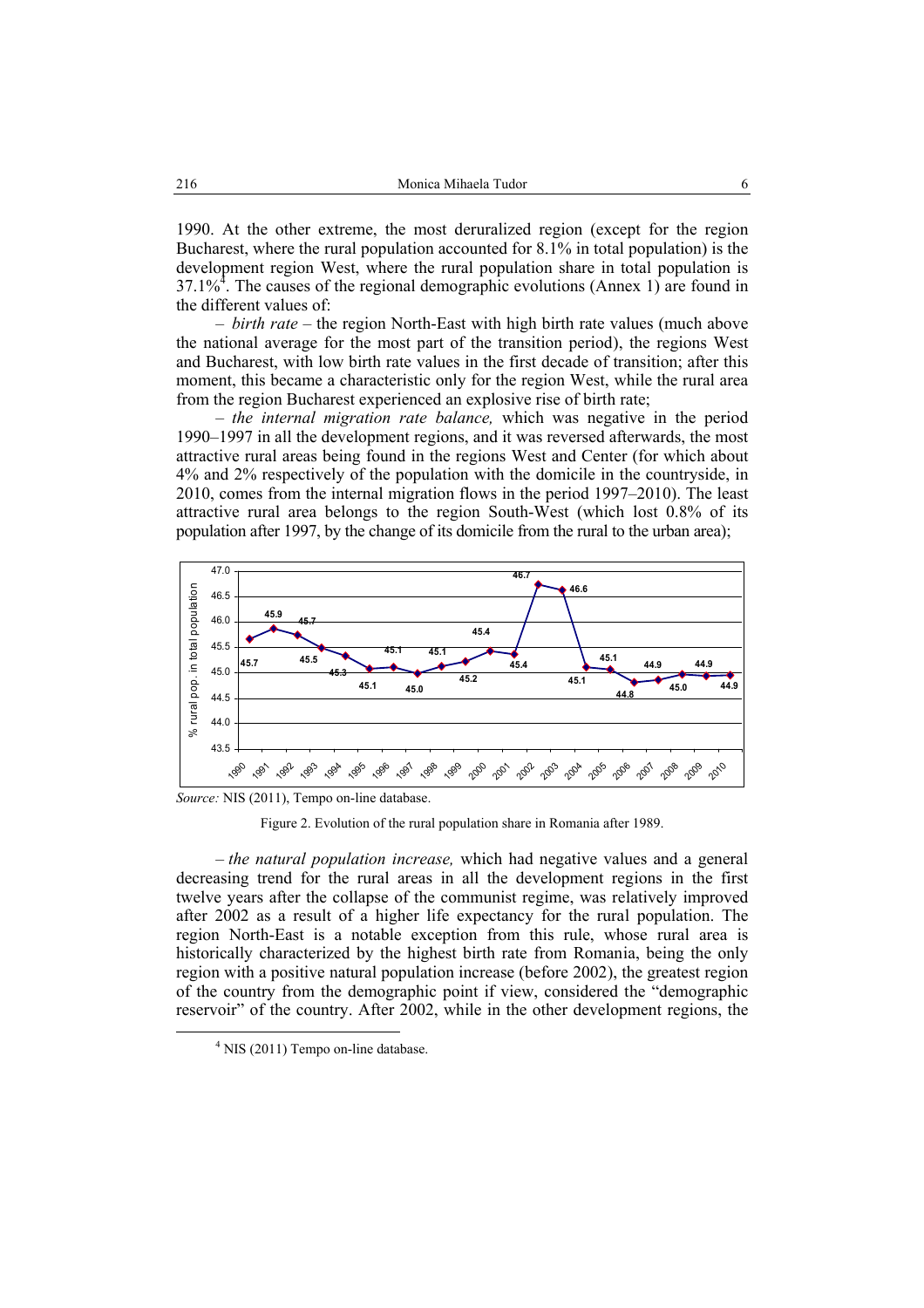1990. At the other extreme, the most deruralized region (except for the region Bucharest, where the rural population accounted for 8.1% in total population) is the development region West, where the rural population share in total population is 37.1%[4]. The causes of the regional demographic evolutions (Annex 1) are found in the different values of:

– *birth rate* – the region North-East with high birth rate values (much above the national average for the most part of the transition period), the regions West and Bucharest, with low birth rate values in the first decade of transition; after this moment, this became a characteristic only for the region West, while the rural area from the region Bucharest experienced an explosive rise of birth rate;

– *the internal migration rate balance,* which was negative in the period 1990–1997 in all the development regions, and it was reversed afterwards, the most attractive rural areas being found in the regions West and Center (for which about 4% and 2% respectively of the population with the domicile in the countryside, in 2010, comes from the internal migration flows in the period 1997–2010). The least attractive rural area belongs to the region South-West (which lost 0.8% of its population after 1997, by the change of its domicile from the rural to the urban area);

*Source:* NIS (2011), Tempo on-line database.

Figure 2. Evolution of the rural population share in Romania after 1989.

– *the natural population increase,* which had negative values and a general decreasing trend for the rural areas in all the development regions in the first twelve years after the collapse of the communist regime, was relatively improved after 2002 as a result of a higher life expectancy for the rural population. The region North-East is a notable exception from this rule, whose rural area is historically characterized by the highest birth rate from Romania, being the only region with a positive natural population increase (before 2002), the greatest region of the country from the demographic point if view, considered the "demographic reservoir" of the country. After 2002, while in the other development regions, the

[4] NIS (2011) Tempo on-line database.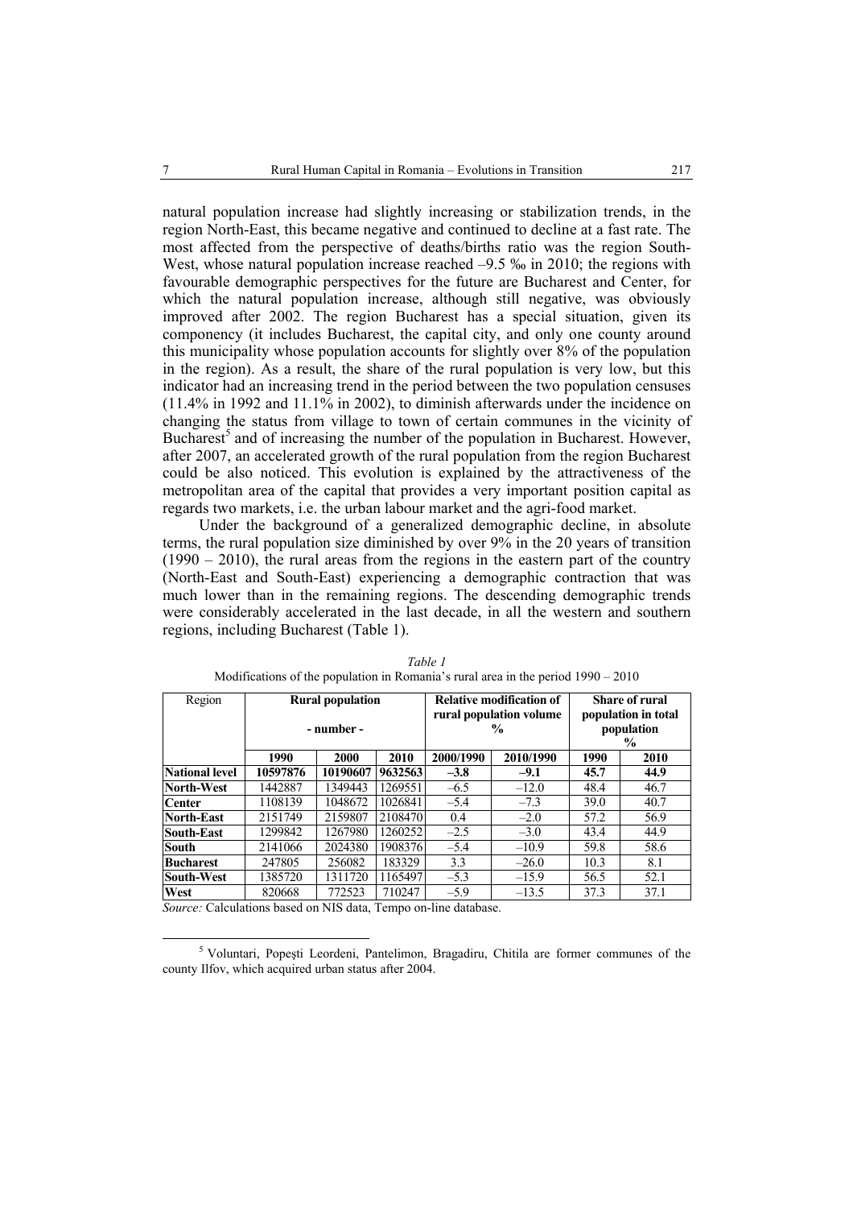natural population increase had slightly increasing or stabilization trends, in the region North-East, this became negative and continued to decline at a fast rate. The most affected from the perspective of deaths/births ratio was the region South-West, whose natural population increase reached –9.5 ‰ in 2010; the regions with favourable demographic perspectives for the future are Bucharest and Center, for which the natural population increase, although still negative, was obviously improved after 2002. The region Bucharest has a special situation, given its componency (it includes Bucharest, the capital city, and only one county around this municipality whose population accounts for slightly over 8% of the population in the region). As a result, the share of the rural population is very low, but this indicator had an increasing trend in the period between the two population censuses (11.4% in 1992 and 11.1% in 2002), to diminish afterwards under the incidence on changing the status from village to town of certain communes in the vicinity of Bucharest[5] and of increasing the number of the population in Bucharest. However, after 2007, an accelerated growth of the rural population from the region Bucharest could be also noticed. This evolution is explained by the attractiveness of the metropolitan area of the capital that provides a very important position capital as regards two markets, i.e. the urban labour market and the agri-food market.

Under the background of a generalized demographic decline, in absolute terms, the rural population size diminished by over 9% in the 20 years of transition (1990 – 2010), the rural areas from the regions in the eastern part of the country (North-East and South-East) experiencing a demographic contraction that was much lower than in the remaining regions. The descending demographic trends were considerably accelerated in the last decade, in all the western and southern regions, including Bucharest (Table 1).

*Table 1*

Modifications of the population in Romania's rural area in the period 1990 – 2010

| Region | **Rural population - number -** | | | **Relative modification of rural population volume %** | | **Share of rural population in total population %** | |
|---|---|---|---|---|---|---|---|
| | **1990** | **2000** | **2010** | **2000/1990** | **2010/1990** | **1990** | **2010** |
| **National level** | **10597876** | **10190607** | **9632563** | **–3.8** | **–9.1** | **45.7** | **44.9** |
| **North-West** | 1442887 | 1349443 | 1269551 | –6.5 | –12.0 | 48.4 | 46.7 |
| **Center** | 1108139 | 1048672 | 1026841 | –5.4 | –7.3 | 39.0 | 40.7 |
| **North-East** | 2151749 | 2159807 | 2108470 | 0.4 | –2.0 | 57.2 | 56.9 |
| **South-East** | 1299842 | 1267980 | 1260252 | –2.5 | –3.0 | 43.4 | 44.9 |
| **South** | 2141066 | 2024380 | 1908376 | –5.4 | –10.9 | 59.8 | 58.6 |
| **Bucharest** | 247805 | 256082 | 183329 | 3.3 | –26.0 | 10.3 | 8.1 |
| **South-West** | 1385720 | 1311720 | 1165497 | –5.3 | –15.9 | 56.5 | 52.1 |
| **West** | 820668 | 772523 | 710247 | –5.9 | –13.5 | 37.3 | 37.1 |

*Source:* Calculations based on NIS data, Tempo on-line database.

[5] Voluntari, Popeşti Leordeni, Pantelimon, Bragadiru, Chitila are former communes of the county Ilfov, which acquired urban status after 2004.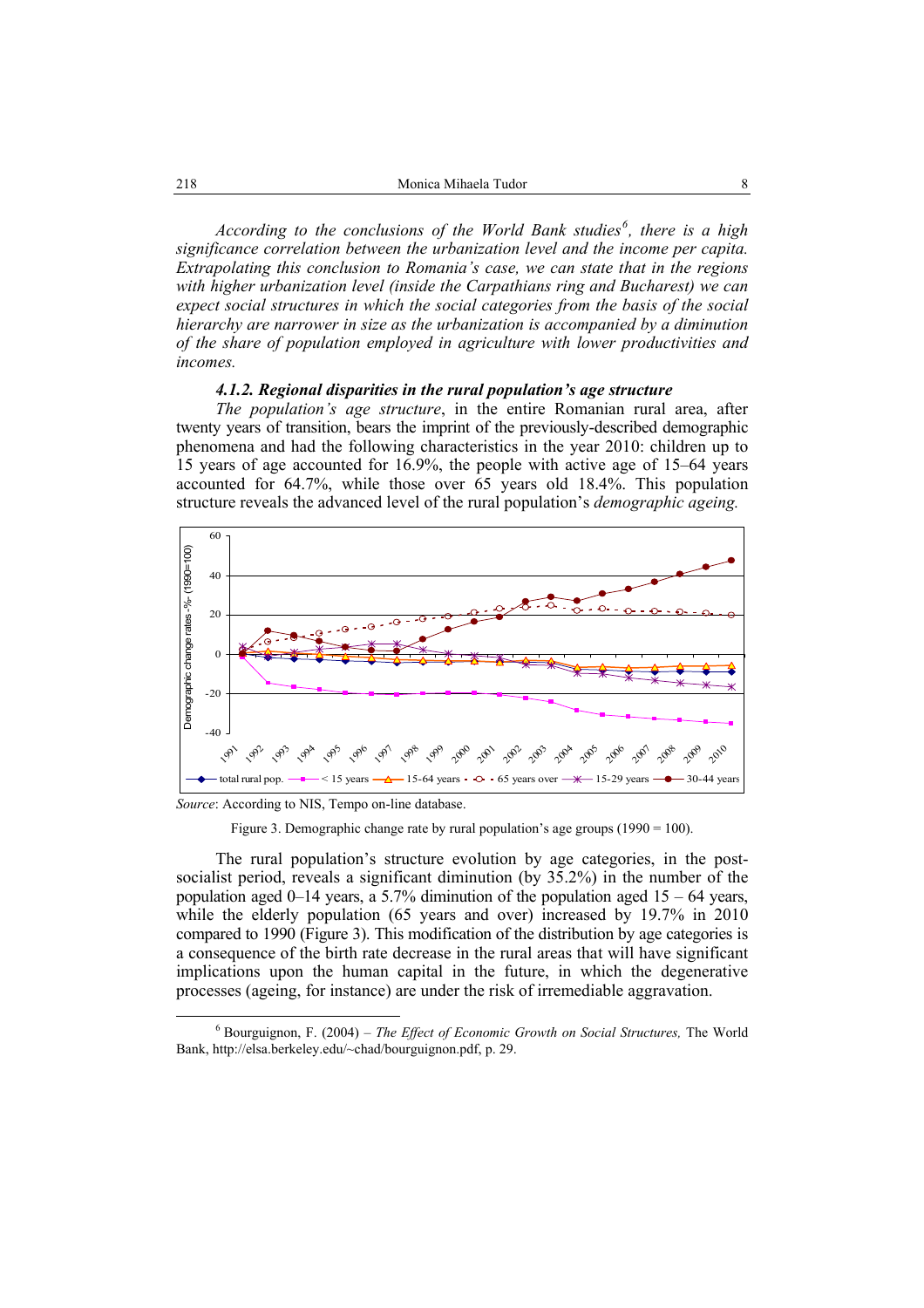*According to the conclusions of the World Bank studies[6], there is a high significance correlation between the urbanization level and the income per capita. Extrapolating this conclusion to Romania's case, we can state that in the regions with higher urbanization level (inside the Carpathians ring and Bucharest) we can expect social structures in which the social categories from the basis of the social hierarchy are narrower in size as the urbanization is accompanied by a diminution of the share of population employed in agriculture with lower productivities and incomes.*

#### *4.1.2. Regional disparities in the rural population's age structure*

*The population's age structure*, in the entire Romanian rural area, after twenty years of transition, bears the imprint of the previously-described demographic phenomena and had the following characteristics in the year 2010: children up to 15 years of age accounted for 16.9%, the people with active age of 15–64 years accounted for 64.7%, while those over 65 years old 18.4%. This population structure reveals the advanced level of the rural population's *demographic ageing.*

*Source*: According to NIS, Tempo on-line database.

Figure 3. Demographic change rate by rural population's age groups (1990 = 100).

The rural population's structure evolution by age categories, in the post-socialist period, reveals a significant diminution (by 35.2%) in the number of the population aged 0–14 years, a 5.7% diminution of the population aged 15 – 64 years, while the elderly population (65 years and over) increased by 19.7% in 2010 compared to 1990 (Figure 3). This modification of the distribution by age categories is a consequence of the birth rate decrease in the rural areas that will have significant implications upon the human capital in the future, in which the degenerative processes (ageing, for instance) are under the risk of irremediable aggravation.

---

[6] Bourguignon, F. (2004) – *The Effect of Economic Growth on Social Structures,* The World Bank, http://elsa.berkeley.edu/~chad/bourguignon.pdf, p. 29.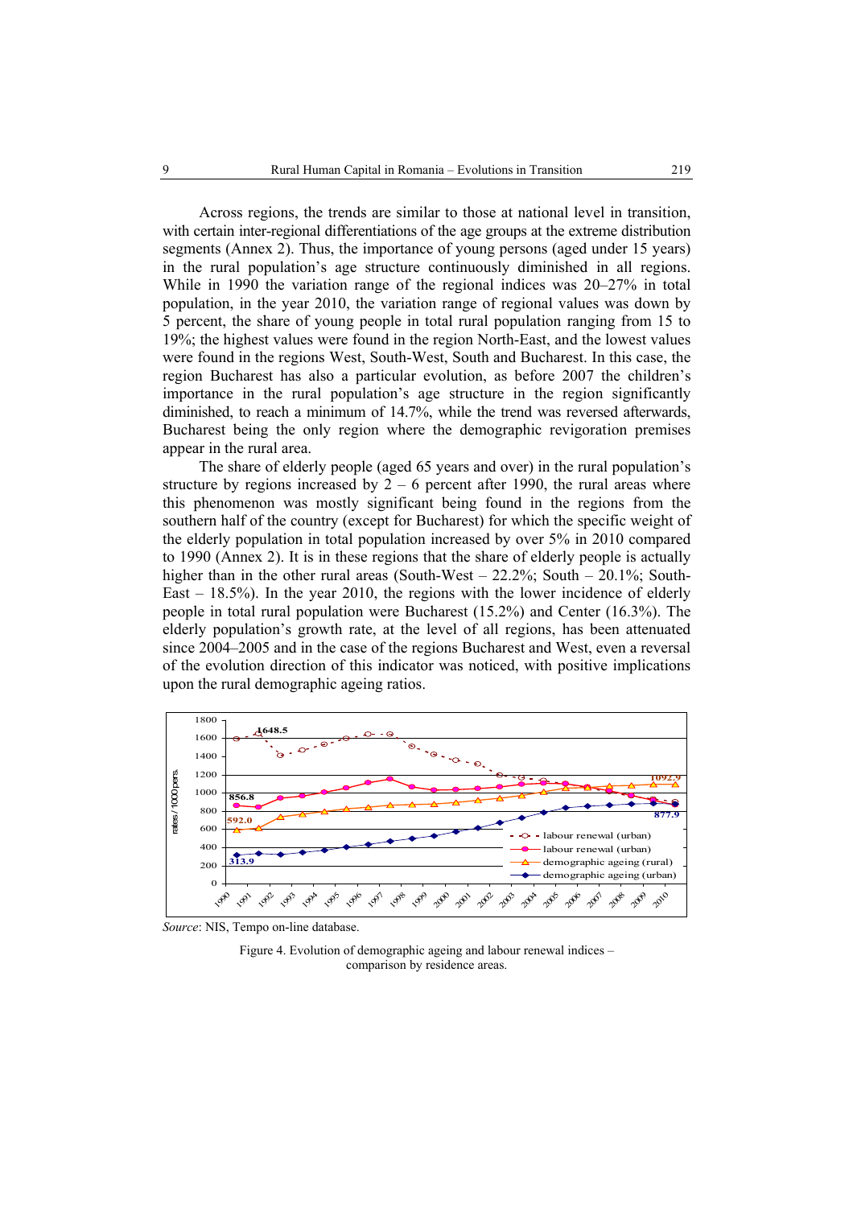Across regions, the trends are similar to those at national level in transition, with certain inter-regional differentiations of the age groups at the extreme distribution segments (Annex 2). Thus, the importance of young persons (aged under 15 years) in the rural population's age structure continuously diminished in all regions. While in 1990 the variation range of the regional indices was 20–27% in total population, in the year 2010, the variation range of regional values was down by 5 percent, the share of young people in total rural population ranging from 15 to 19%; the highest values were found in the region North-East, and the lowest values were found in the regions West, South-West, South and Bucharest. In this case, the region Bucharest has also a particular evolution, as before 2007 the children's importance in the rural population's age structure in the region significantly diminished, to reach a minimum of 14.7%, while the trend was reversed afterwards, Bucharest being the only region where the demographic revigoration premises appear in the rural area.

The share of elderly people (aged 65 years and over) in the rural population's structure by regions increased by 2 – 6 percent after 1990, the rural areas where this phenomenon was mostly significant being found in the regions from the southern half of the country (except for Bucharest) for which the specific weight of the elderly population in total population increased by over 5% in 2010 compared to 1990 (Annex 2). It is in these regions that the share of elderly people is actually higher than in the other rural areas (South-West – 22.2%; South – 20.1%; South-East – 18.5%). In the year 2010, the regions with the lower incidence of elderly people in total rural population were Bucharest (15.2%) and Center (16.3%). The elderly population's growth rate, at the level of all regions, has been attenuated since 2004–2005 and in the case of the regions Bucharest and West, even a reversal of the evolution direction of this indicator was noticed, with positive implications upon the rural demographic ageing ratios.

*Source*: NIS, Tempo on-line database.

Figure 4. Evolution of demographic ageing and labour renewal indices – comparison by residence areas.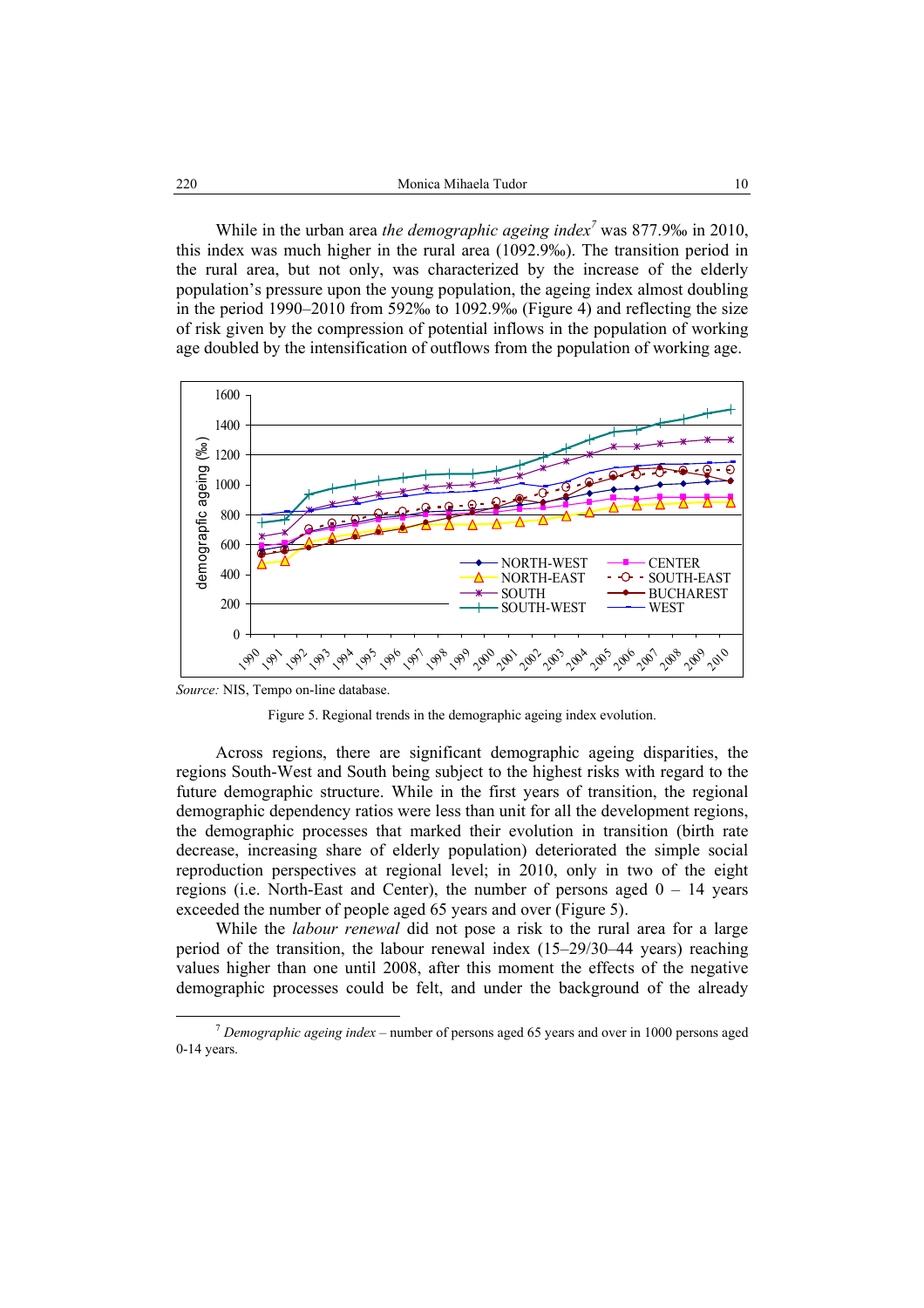While in the urban area *the demographic ageing index*[7] was 877.9‰ in 2010, this index was much higher in the rural area (1092.9‰). The transition period in the rural area, but not only, was characterized by the increase of the elderly population's pressure upon the young population, the ageing index almost doubling in the period 1990–2010 from 592‰ to 1092.9‰ (Figure 4) and reflecting the size of risk given by the compression of potential inflows in the population of working age doubled by the intensification of outflows from the population of working age.

*Source:* NIS, Tempo on-line database.

Figure 5. Regional trends in the demographic ageing index evolution.

Across regions, there are significant demographic ageing disparities, the regions South-West and South being subject to the highest risks with regard to the future demographic structure. While in the first years of transition, the regional demographic dependency ratios were less than unit for all the development regions, the demographic processes that marked their evolution in transition (birth rate decrease, increasing share of elderly population) deteriorated the simple social reproduction perspectives at regional level; in 2010, only in two of the eight regions (i.e. North-East and Center), the number of persons aged 0 – 14 years exceeded the number of people aged 65 years and over (Figure 5).

While the *labour renewal* did not pose a risk to the rural area for a large period of the transition, the labour renewal index (15–29/30–44 years) reaching values higher than one until 2008, after this moment the effects of the negative demographic processes could be felt, and under the background of the already

[7] *Demographic ageing index* – number of persons aged 65 years and over in 1000 persons aged 0-14 years.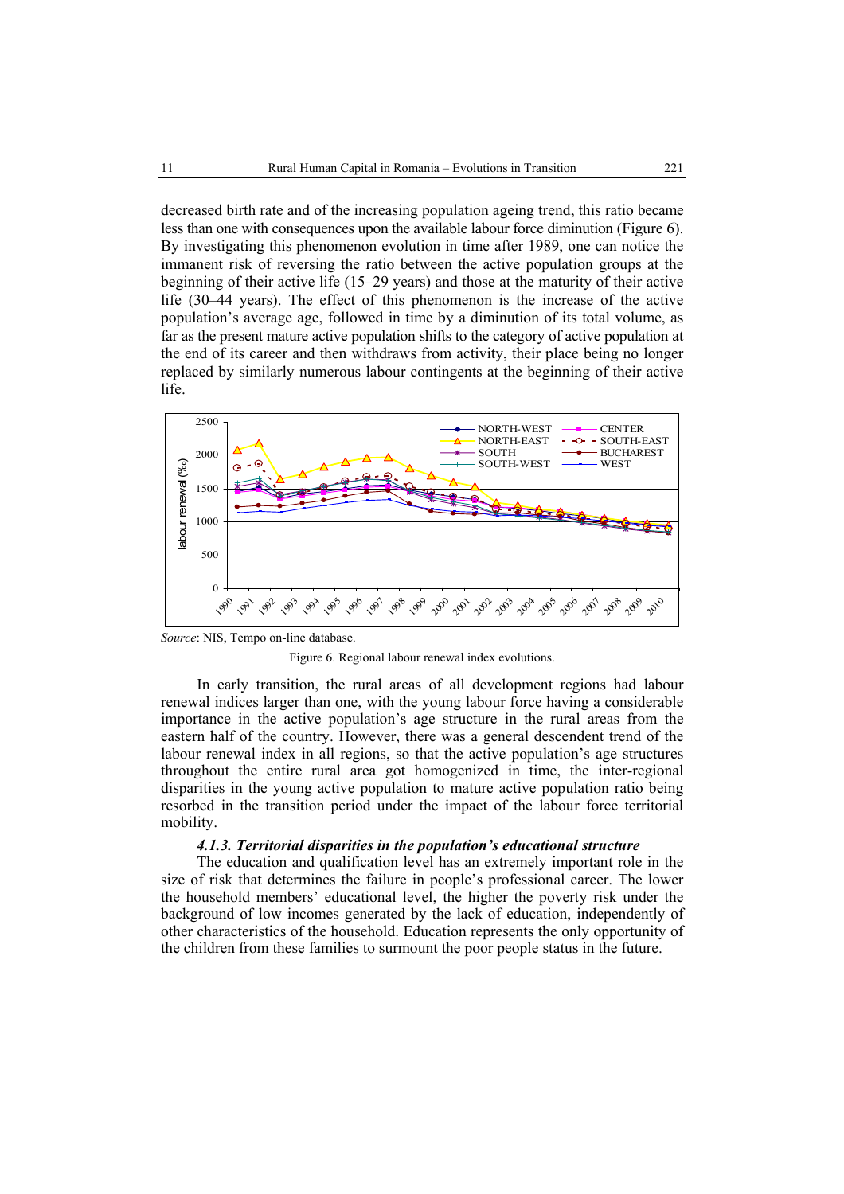decreased birth rate and of the increasing population ageing trend, this ratio became less than one with consequences upon the available labour force diminution (Figure 6). By investigating this phenomenon evolution in time after 1989, one can notice the immanent risk of reversing the ratio between the active population groups at the beginning of their active life (15–29 years) and those at the maturity of their active life (30–44 years). The effect of this phenomenon is the increase of the active population's average age, followed in time by a diminution of its total volume, as far as the present mature active population shifts to the category of active population at the end of its career and then withdraws from activity, their place being no longer replaced by similarly numerous labour contingents at the beginning of their active life.

*Source*: NIS, Tempo on-line database.

Figure 6. Regional labour renewal index evolutions.

In early transition, the rural areas of all development regions had labour renewal indices larger than one, with the young labour force having a considerable importance in the active population's age structure in the rural areas from the eastern half of the country. However, there was a general descendent trend of the labour renewal index in all regions, so that the active population's age structures throughout the entire rural area got homogenized in time, the inter-regional disparities in the young active population to mature active population ratio being resorbed in the transition period under the impact of the labour force territorial mobility.

### *4.1.3. Territorial disparities in the population's educational structure*

The education and qualification level has an extremely important role in the size of risk that determines the failure in people's professional career. The lower the household members' educational level, the higher the poverty risk under the background of low incomes generated by the lack of education, independently of other characteristics of the household. Education represents the only opportunity of the children from these families to surmount the poor people status in the future.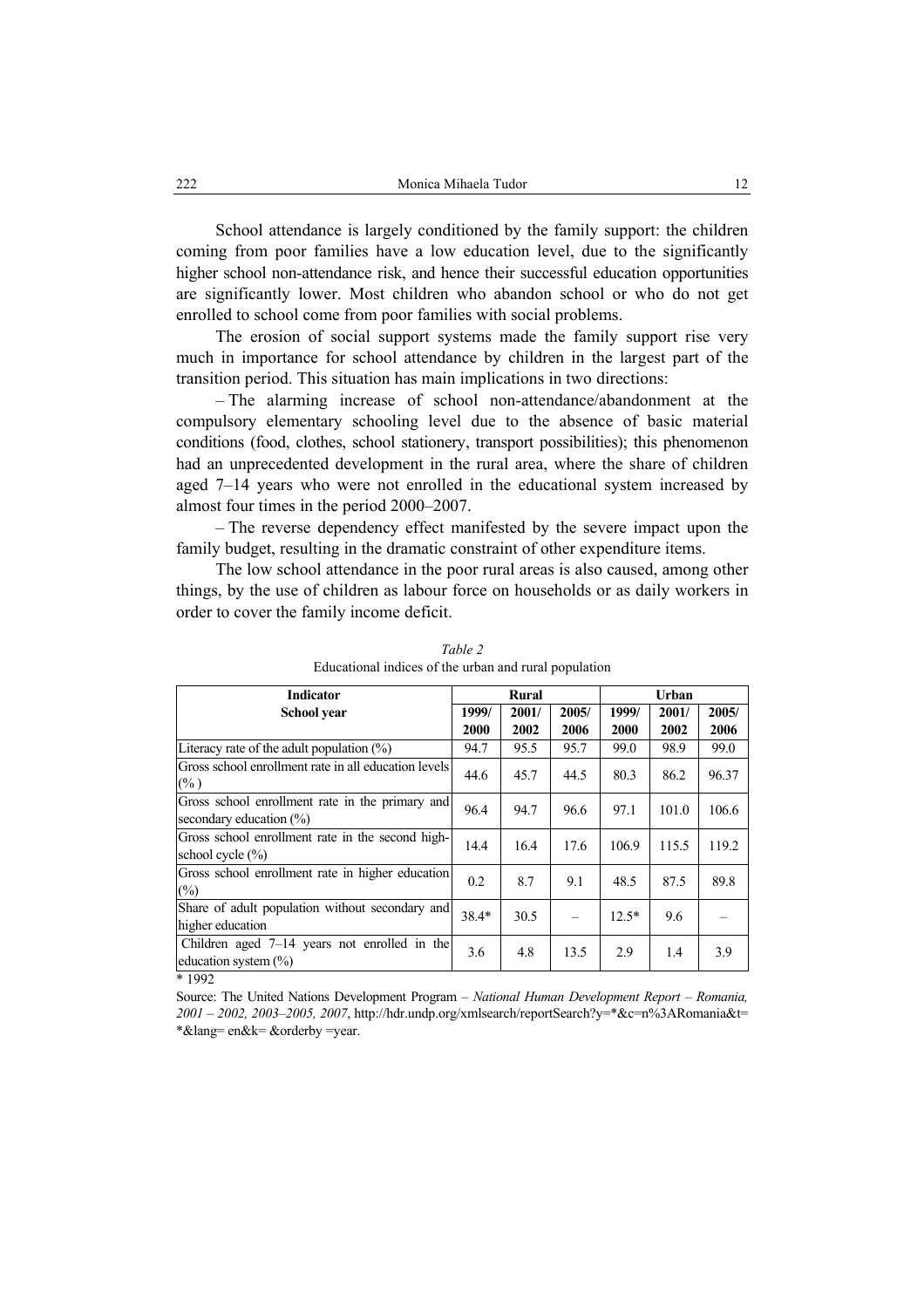School attendance is largely conditioned by the family support: the children coming from poor families have a low education level, due to the significantly higher school non-attendance risk, and hence their successful education opportunities are significantly lower. Most children who abandon school or who do not get enrolled to school come from poor families with social problems.

The erosion of social support systems made the family support rise very much in importance for school attendance by children in the largest part of the transition period. This situation has main implications in two directions:

– The alarming increase of school non-attendance/abandonment at the compulsory elementary schooling level due to the absence of basic material conditions (food, clothes, school stationery, transport possibilities); this phenomenon had an unprecedented development in the rural area, where the share of children aged 7–14 years who were not enrolled in the educational system increased by almost four times in the period 2000–2007.

– The reverse dependency effect manifested by the severe impact upon the family budget, resulting in the dramatic constraint of other expenditure items.

The low school attendance in the poor rural areas is also caused, among other things, by the use of children as labour force on households or as daily workers in order to cover the family income deficit.

*Table 2*
Educational indices of the urban and rural population

| Indicator | Rural | | | Urban | | |
|---|---|---|---|---|---|---|
| School year | 1999/2000 | 2001/2002 | 2005/2006 | 1999/2000 | 2001/2002 | 2005/2006 |
| Literacy rate of the adult population (%) | 94.7 | 95.5 | 95.7 | 99.0 | 98.9 | 99.0 |
| Gross school enrollment rate in all education levels (% ) | 44.6 | 45.7 | 44.5 | 80.3 | 86.2 | 96.37 |
| Gross school enrollment rate in the primary and secondary education (%) | 96.4 | 94.7 | 96.6 | 97.1 | 101.0 | 106.6 |
| Gross school enrollment rate in the second high-school cycle (%) | 14.4 | 16.4 | 17.6 | 106.9 | 115.5 | 119.2 |
| Gross school enrollment rate in higher education (%) | 0.2 | 8.7 | 9.1 | 48.5 | 87.5 | 89.8 |
| Share of adult population without secondary and higher education | 38.4* | 30.5 | – | 12.5* | 9.6 | – |
| Children aged 7–14 years not enrolled in the education system (%) | 3.6 | 4.8 | 13.5 | 2.9 | 1.4 | 3.9 |

\* 1992

Source: The United Nations Development Program – *National Human Development Report – Romania, 2001 – 2002, 2003–2005, 2007*, http://hdr.undp.org/xmlsearch/reportSearch?y=*&c=n%3ARomania&t=*&lang= en&k= &orderby =year.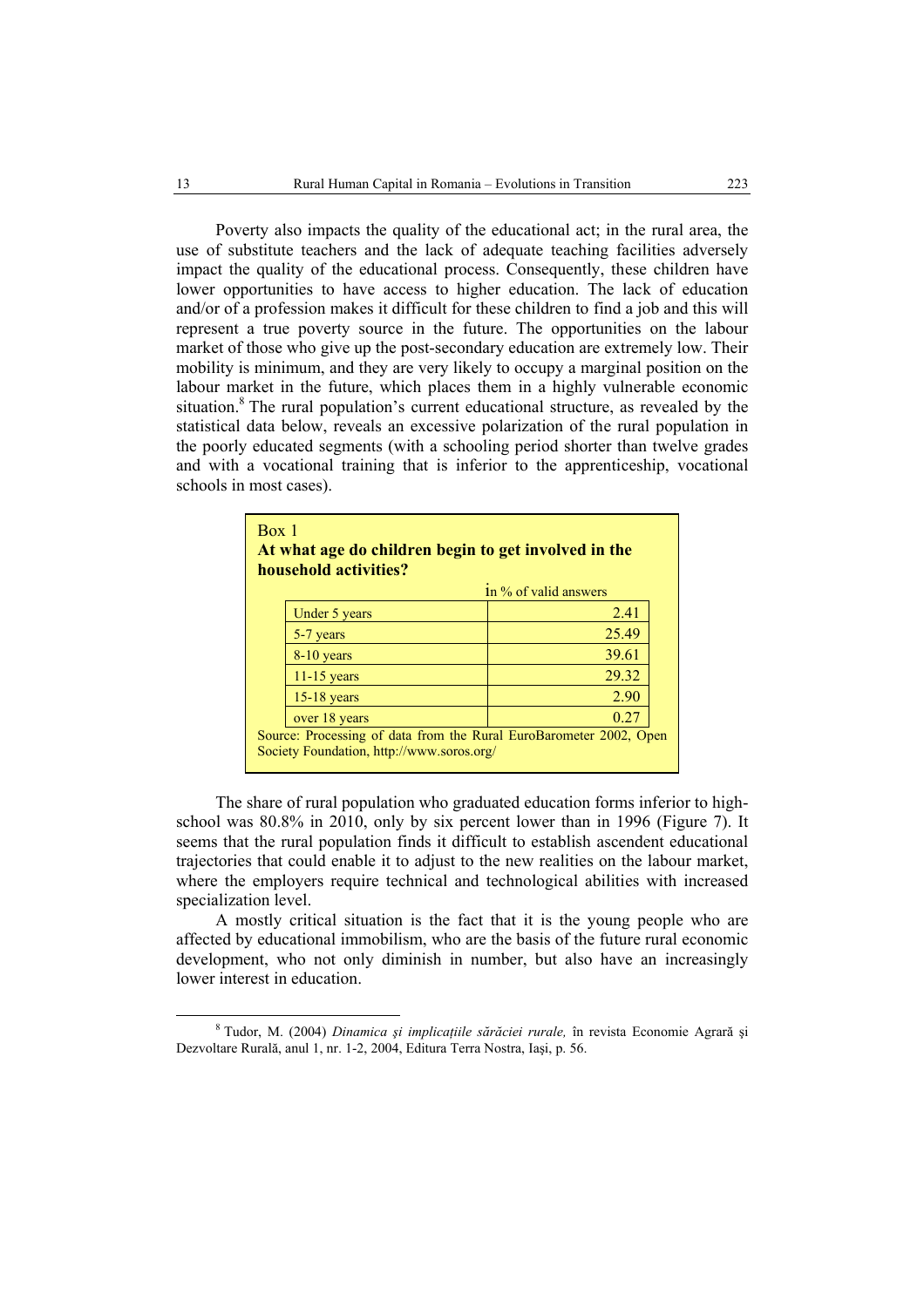Poverty also impacts the quality of the educational act; in the rural area, the use of substitute teachers and the lack of adequate teaching facilities adversely impact the quality of the educational process. Consequently, these children have lower opportunities to have access to higher education. The lack of education and/or of a profession makes it difficult for these children to find a job and this will represent a true poverty source in the future. The opportunities on the labour market of those who give up the post-secondary education are extremely low. Their mobility is minimum, and they are very likely to occupy a marginal position on the labour market in the future, which places them in a highly vulnerable economic situation.[8] The rural population's current educational structure, as revealed by the statistical data below, reveals an excessive polarization of the rural population in the poorly educated segments (with a schooling period shorter than twelve grades and with a vocational training that is inferior to the apprenticeship, vocational schools in most cases).

Box 1

**At what age do children begin to get involved in the household activities?**

în % of valid answers

| Age | % |
|---|---|
| Under 5 years | 2.41 |
| 5-7 years | 25.49 |
| 8-10 years | 39.61 |
| 11-15 years | 29.32 |
| 15-18 years | 2.90 |
| over 18 years | 0.27 |

Source: Processing of data from the Rural EuroBarometer 2002, Open Society Foundation, http://www.soros.org/

The share of rural population who graduated education forms inferior to high-school was 80.8% in 2010, only by six percent lower than in 1996 (Figure 7). It seems that the rural population finds it difficult to establish ascendent educational trajectories that could enable it to adjust to the new realities on the labour market, where the employers require technical and technological abilities with increased specialization level.

A mostly critical situation is the fact that it is the young people who are affected by educational immobilism, who are the basis of the future rural economic development, who not only diminish in number, but also have an increasingly lower interest in education.

[8] Tudor, M. (2004) *Dinamica şi implicaţiile sărăciei rurale,* în revista Economie Agrară şi Dezvoltare Rurală, anul 1, nr. 1-2, 2004, Editura Terra Nostra, Iaşi, p. 56.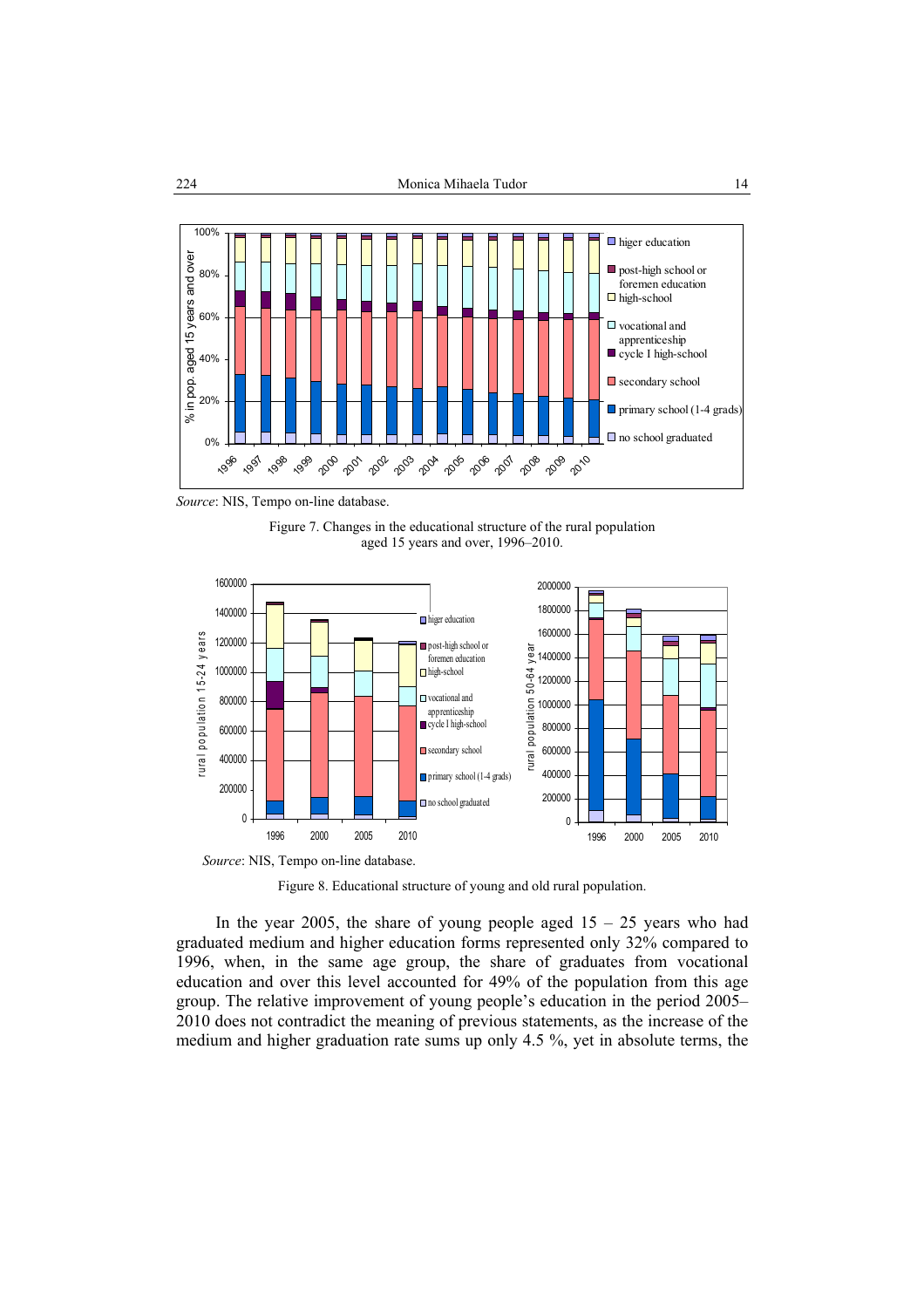*Source*: NIS, Tempo on-line database.

Figure 7. Changes in the educational structure of the rural population aged 15 years and over, 1996–2010.

*Source*: NIS, Tempo on-line database.

Figure 8. Educational structure of young and old rural population.

In the year 2005, the share of young people aged 15 – 25 years who had graduated medium and higher education forms represented only 32% compared to 1996, when, in the same age group, the share of graduates from vocational education and over this level accounted for 49% of the population from this age group. The relative improvement of young people's education in the period 2005–2010 does not contradict the meaning of previous statements, as the increase of the medium and higher graduation rate sums up only 4.5 %, yet in absolute terms, the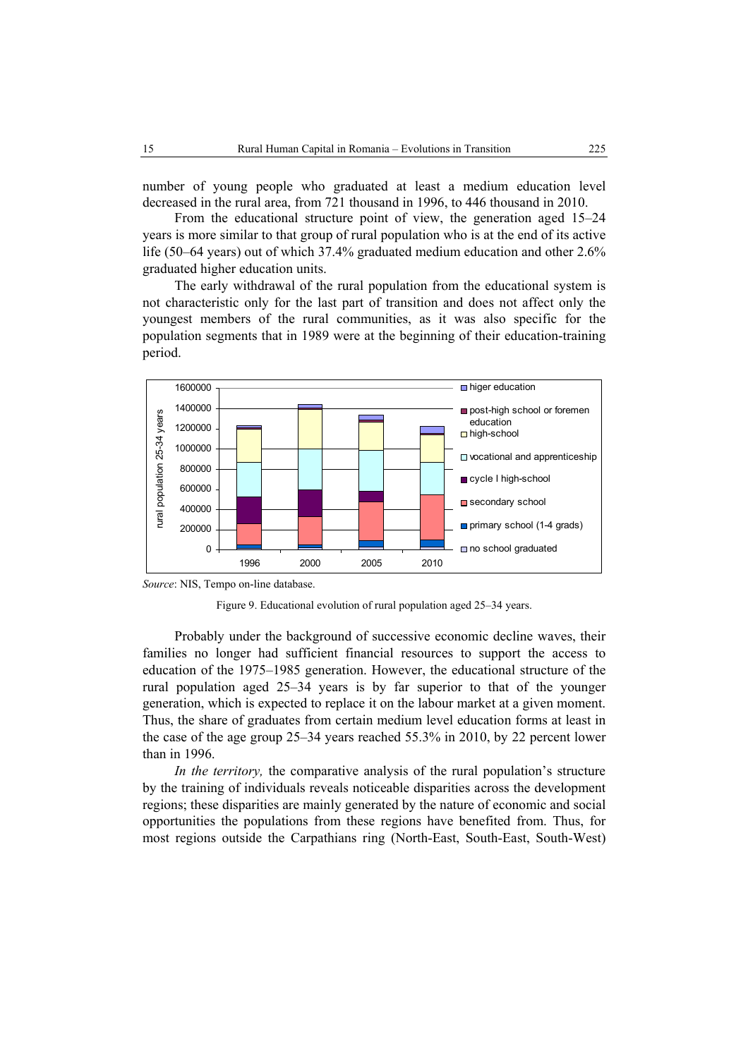number of young people who graduated at least a medium education level decreased in the rural area, from 721 thousand in 1996, to 446 thousand in 2010.

From the educational structure point of view, the generation aged 15–24 years is more similar to that group of rural population who is at the end of its active life (50–64 years) out of which 37.4% graduated medium education and other 2.6% graduated higher education units.

The early withdrawal of the rural population from the educational system is not characteristic only for the last part of transition and does not affect only the youngest members of the rural communities, as it was also specific for the population segments that in 1989 were at the beginning of their education-training period.

*Source*: NIS, Tempo on-line database.

Figure 9. Educational evolution of rural population aged 25–34 years.

Probably under the background of successive economic decline waves, their families no longer had sufficient financial resources to support the access to education of the 1975–1985 generation. However, the educational structure of the rural population aged 25–34 years is by far superior to that of the younger generation, which is expected to replace it on the labour market at a given moment. Thus, the share of graduates from certain medium level education forms at least in the case of the age group 25–34 years reached 55.3% in 2010, by 22 percent lower than in 1996.

*In the territory,* the comparative analysis of the rural population's structure by the training of individuals reveals noticeable disparities across the development regions; these disparities are mainly generated by the nature of economic and social opportunities the populations from these regions have benefited from. Thus, for most regions outside the Carpathians ring (North-East, South-East, South-West)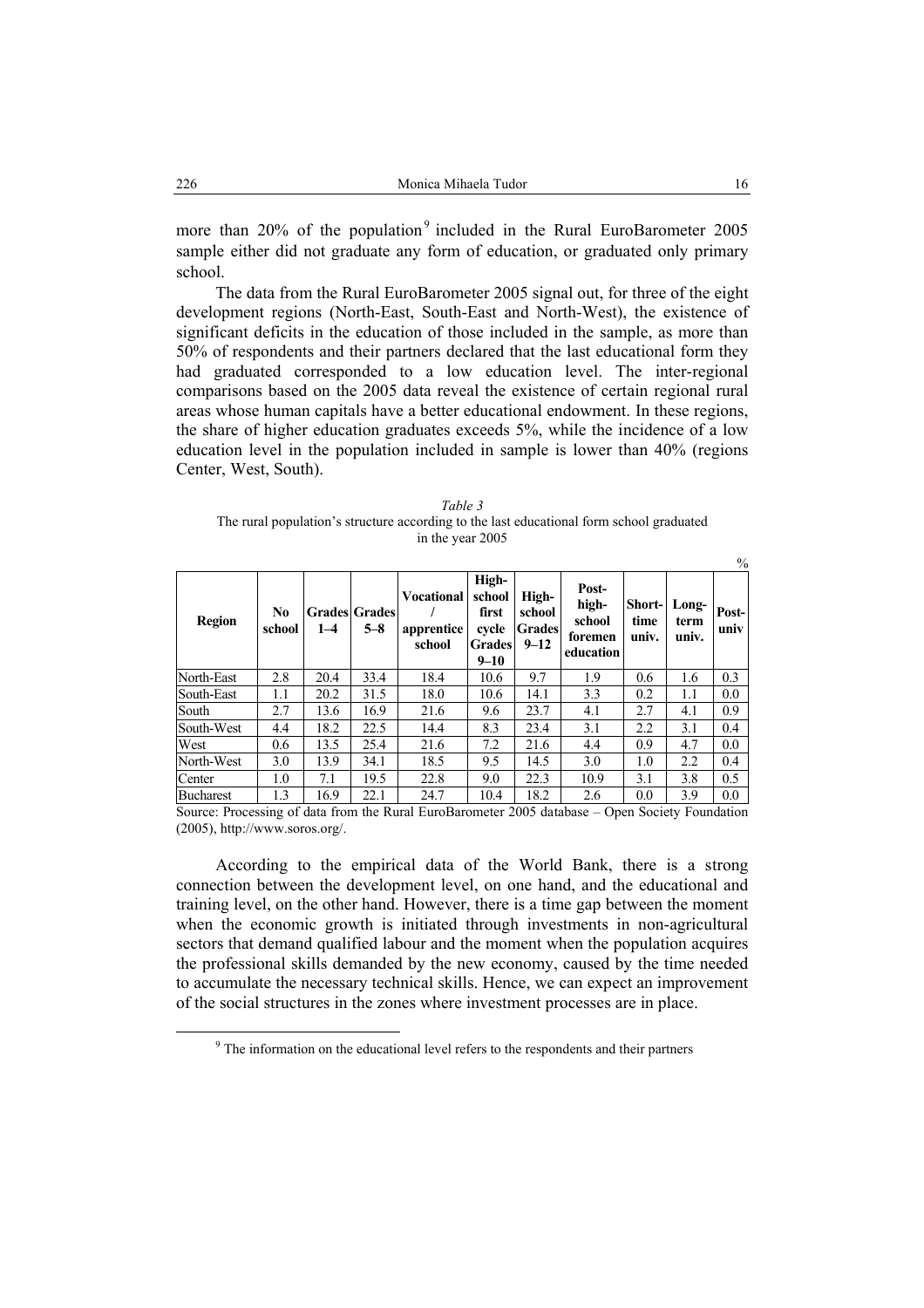more than 20% of the population[9] included in the Rural EuroBarometer 2005 sample either did not graduate any form of education, or graduated only primary school.

The data from the Rural EuroBarometer 2005 signal out, for three of the eight development regions (North-East, South-East and North-West), the existence of significant deficits in the education of those included in the sample, as more than 50% of respondents and their partners declared that the last educational form they had graduated corresponded to a low education level. The inter-regional comparisons based on the 2005 data reveal the existence of certain regional rural areas whose human capitals have a better educational endowment. In these regions, the share of higher education graduates exceeds 5%, while the incidence of a low education level in the population included in sample is lower than 40% (regions Center, West, South).

*Table 3*

The rural population's structure according to the last educational form school graduated in the year 2005

%

| Region | No school | Grades 1–4 | Grades 5–8 | Vocational / apprentice school | High-school first cycle Grades 9–10 | High-school Grades 9–12 | Post-high-school foremen education | Short-time univ. | Long-term univ. | Post-univ |
|---|---|---|---|---|---|---|---|---|---|---|
| North-East | 2.8 | 20.4 | 33.4 | 18.4 | 10.6 | 9.7 | 1.9 | 0.6 | 1.6 | 0.3 |
| South-East | 1.1 | 20.2 | 31.5 | 18.0 | 10.6 | 14.1 | 3.3 | 0.2 | 1.1 | 0.0 |
| South | 2.7 | 13.6 | 16.9 | 21.6 | 9.6 | 23.7 | 4.1 | 2.7 | 4.1 | 0.9 |
| South-West | 4.4 | 18.2 | 22.5 | 14.4 | 8.3 | 23.4 | 3.1 | 2.2 | 3.1 | 0.4 |
| West | 0.6 | 13.5 | 25.4 | 21.6 | 7.2 | 21.6 | 4.4 | 0.9 | 4.7 | 0.0 |
| North-West | 3.0 | 13.9 | 34.1 | 18.5 | 9.5 | 14.5 | 3.0 | 1.0 | 2.2 | 0.4 |
| Center | 1.0 | 7.1 | 19.5 | 22.8 | 9.0 | 22.3 | 10.9 | 3.1 | 3.8 | 0.5 |
| Bucharest | 1.3 | 16.9 | 22.1 | 24.7 | 10.4 | 18.2 | 2.6 | 0.0 | 3.9 | 0.0 |

Source: Processing of data from the Rural EuroBarometer 2005 database – Open Society Foundation (2005), http://www.soros.org/.

According to the empirical data of the World Bank, there is a strong connection between the development level, on one hand, and the educational and training level, on the other hand. However, there is a time gap between the moment when the economic growth is initiated through investments in non-agricultural sectors that demand qualified labour and the moment when the population acquires the professional skills demanded by the new economy, caused by the time needed to accumulate the necessary technical skills. Hence, we can expect an improvement of the social structures in the zones where investment processes are in place.

[9] The information on the educational level refers to the respondents and their partners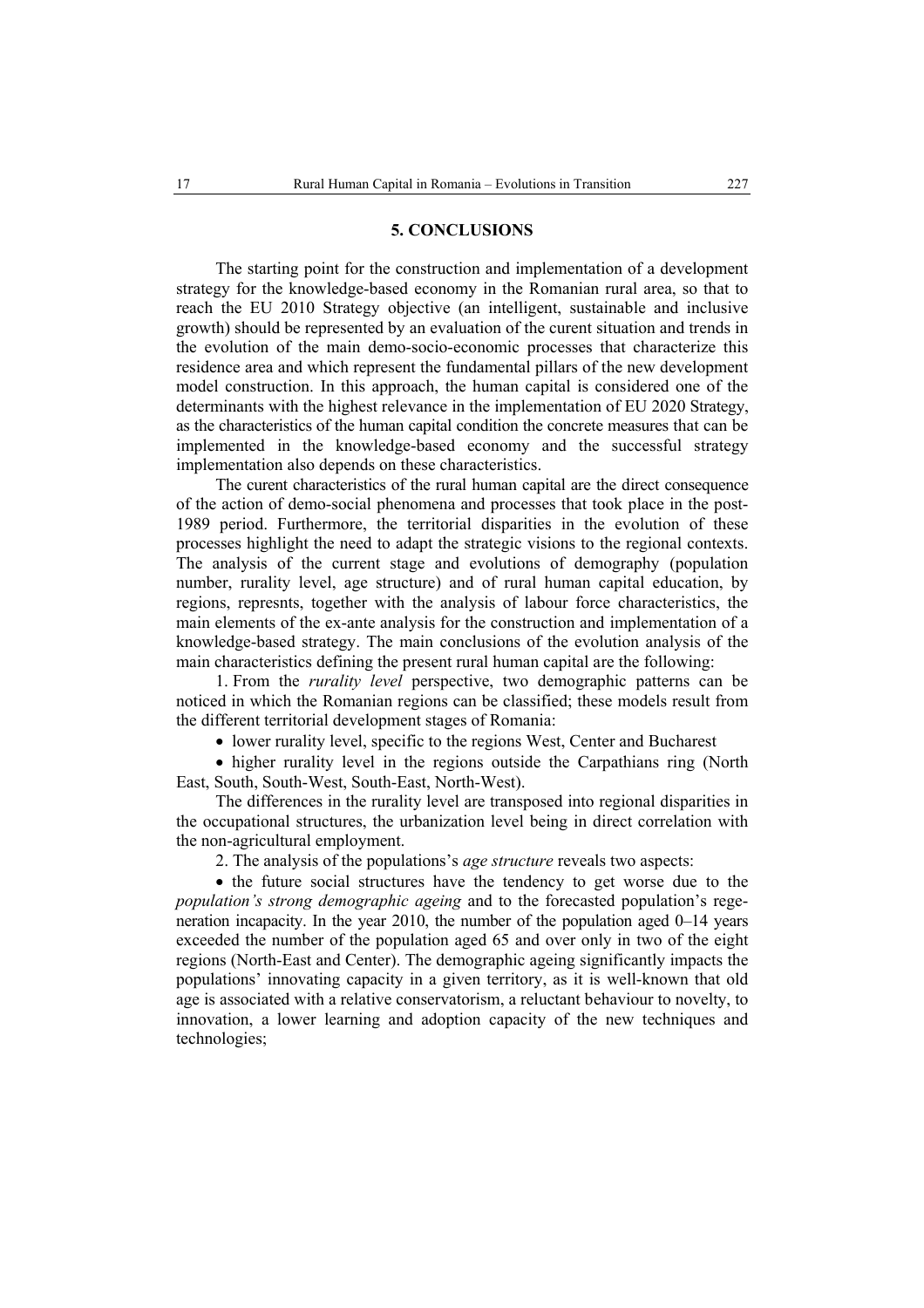## 5. CONCLUSIONS

The starting point for the construction and implementation of a development strategy for the knowledge-based economy in the Romanian rural area, so that to reach the EU 2010 Strategy objective (an intelligent, sustainable and inclusive growth) should be represented by an evaluation of the curent situation and trends in the evolution of the main demo-socio-economic processes that characterize this residence area and which represent the fundamental pillars of the new development model construction. In this approach, the human capital is considered one of the determinants with the highest relevance in the implementation of EU 2020 Strategy, as the characteristics of the human capital condition the concrete measures that can be implemented in the knowledge-based economy and the successful strategy implementation also depends on these characteristics.

The curent characteristics of the rural human capital are the direct consequence of the action of demo-social phenomena and processes that took place in the post-1989 period. Furthermore, the territorial disparities in the evolution of these processes highlight the need to adapt the strategic visions to the regional contexts. The analysis of the current stage and evolutions of demography (population number, rurality level, age structure) and of rural human capital education, by regions, represnts, together with the analysis of labour force characteristics, the main elements of the ex-ante analysis for the construction and implementation of a knowledge-based strategy. The main conclusions of the evolution analysis of the main characteristics defining the present rural human capital are the following:

1. From the *rurality level* perspective, two demographic patterns can be noticed in which the Romanian regions can be classified; these models result from the different territorial development stages of Romania:

- lower rurality level, specific to the regions West, Center and Bucharest
- higher rurality level in the regions outside the Carpathians ring (North East, South, South-West, South-East, North-West).

The differences in the rurality level are transposed into regional disparities in the occupational structures, the urbanization level being in direct correlation with the non-agricultural employment.

2. The analysis of the populations's *age structure* reveals two aspects:

- the future social structures have the tendency to get worse due to the *population's strong demographic ageing* and to the forecasted population's regeneration incapacity. In the year 2010, the number of the population aged 0–14 years exceeded the number of the population aged 65 and over only in two of the eight regions (North-East and Center). The demographic ageing significantly impacts the populations' innovating capacity in a given territory, as it is well-known that old age is associated with a relative conservatorism, a reluctant behaviour to novelty, to innovation, a lower learning and adoption capacity of the new techniques and technologies;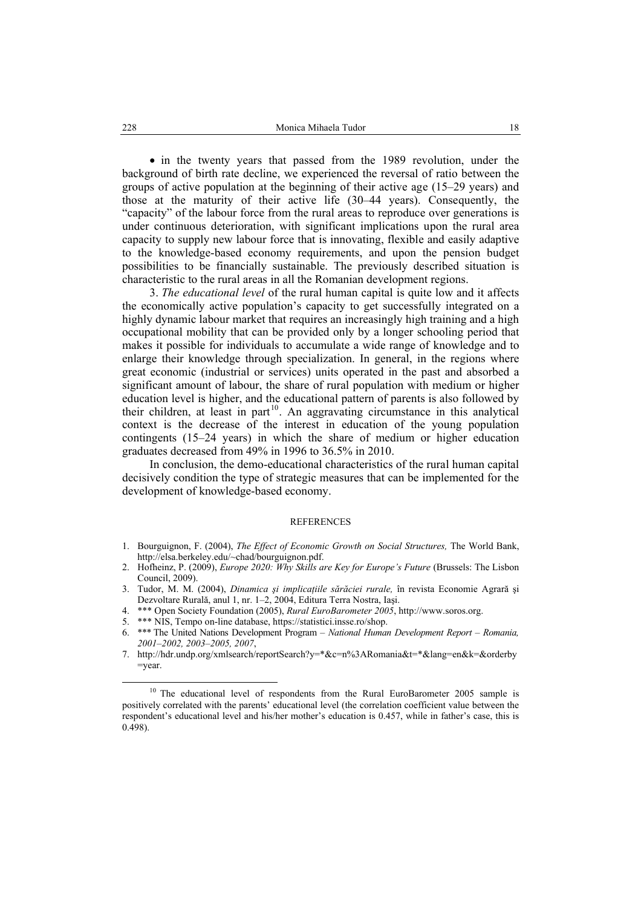- in the twenty years that passed from the 1989 revolution, under the background of birth rate decline, we experienced the reversal of ratio between the groups of active population at the beginning of their active age (15–29 years) and those at the maturity of their active life (30–44 years). Consequently, the "capacity" of the labour force from the rural areas to reproduce over generations is under continuous deterioration, with significant implications upon the rural area capacity to supply new labour force that is innovating, flexible and easily adaptive to the knowledge-based economy requirements, and upon the pension budget possibilities to be financially sustainable. The previously described situation is characteristic to the rural areas in all the Romanian development regions.

3. *The educational level* of the rural human capital is quite low and it affects the economically active population's capacity to get successfully integrated on a highly dynamic labour market that requires an increasingly high training and a high occupational mobility that can be provided only by a longer schooling period that makes it possible for individuals to accumulate a wide range of knowledge and to enlarge their knowledge through specialization. In general, in the regions where great economic (industrial or services) units operated in the past and absorbed a significant amount of labour, the share of rural population with medium or higher education level is higher, and the educational pattern of parents is also followed by their children, at least in part[10]. An aggravating circumstance in this analytical context is the decrease of the interest in education of the young population contingents (15–24 years) in which the share of medium or higher education graduates decreased from 49% in 1996 to 36.5% in 2010.

In conclusion, the demo-educational characteristics of the rural human capital decisively condition the type of strategic measures that can be implemented for the development of knowledge-based economy.

## REFERENCES

1. Bourguignon, F. (2004), *The Effect of Economic Growth on Social Structures,* The World Bank, http://elsa.berkeley.edu/~chad/bourguignon.pdf.
2. Hofheinz, P. (2009), *Europe 2020: Why Skills are Key for Europe's Future* (Brussels: The Lisbon Council, 2009).
3. Tudor, M. M. (2004), *Dinamica şi implicaţiile sărăciei rurale,* în revista Economie Agrară şi Dezvoltare Rurală, anul 1, nr. 1–2, 2004, Editura Terra Nostra, Iaşi.
4. *** Open Society Foundation (2005), *Rural EuroBarometer 2005*, http://www.soros.org.
5. *** NIS, Tempo on-line database, https://statistici.insse.ro/shop.
6. *** The United Nations Development Program – *National Human Development Report – Romania, 2001–2002, 2003–2005, 2007*,
7. http://hdr.undp.org/xmlsearch/reportSearch?y=*&c=n%3ARomania&t=*&lang=en&k=&orderby=year.

[10] The educational level of respondents from the Rural EuroBarometer 2005 sample is positively correlated with the parents' educational level (the correlation coefficient value between the respondent's educational level and his/her mother's education is 0.457, while in father's case, this is 0.498).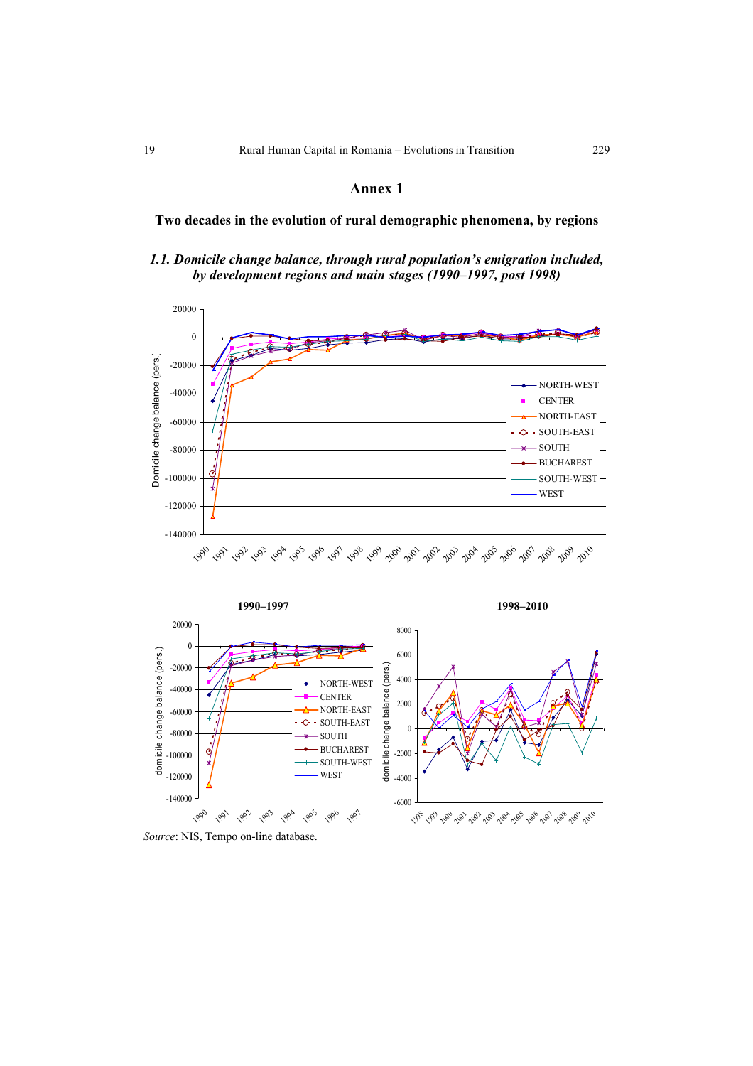# Annex 1

## Two decades in the evolution of rural demographic phenomena, by regions

*1.1. Domicile change balance, through rural population's emigration included, by development regions and main stages (1990–1997, post 1998)*

1990–1997

1998–2010

*Source*: NIS, Tempo on-line database.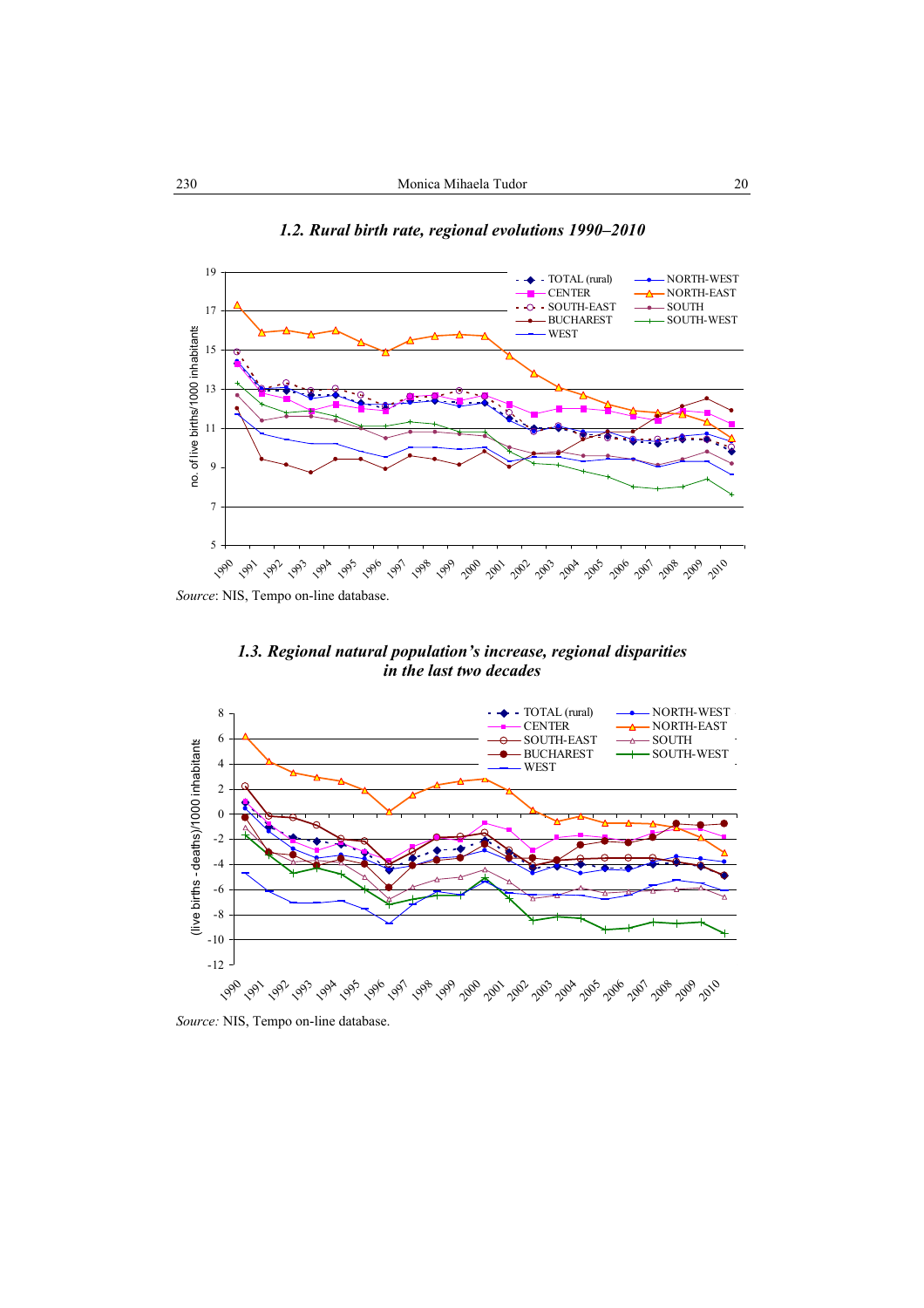### *1.2. Rural birth rate, regional evolutions 1990–2010*

*Source*: NIS, Tempo on-line database.

### *1.3. Regional natural population's increase, regional disparities in the last two decades*

*Source:* NIS, Tempo on-line database.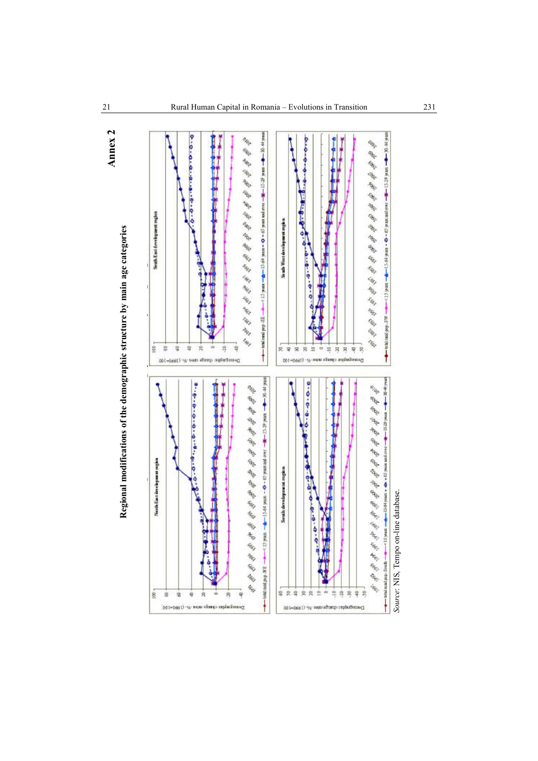## Annex 2

**Regional modifications of the demographic structure by main age categories**

*Source*: NIS, Tempo on-line database.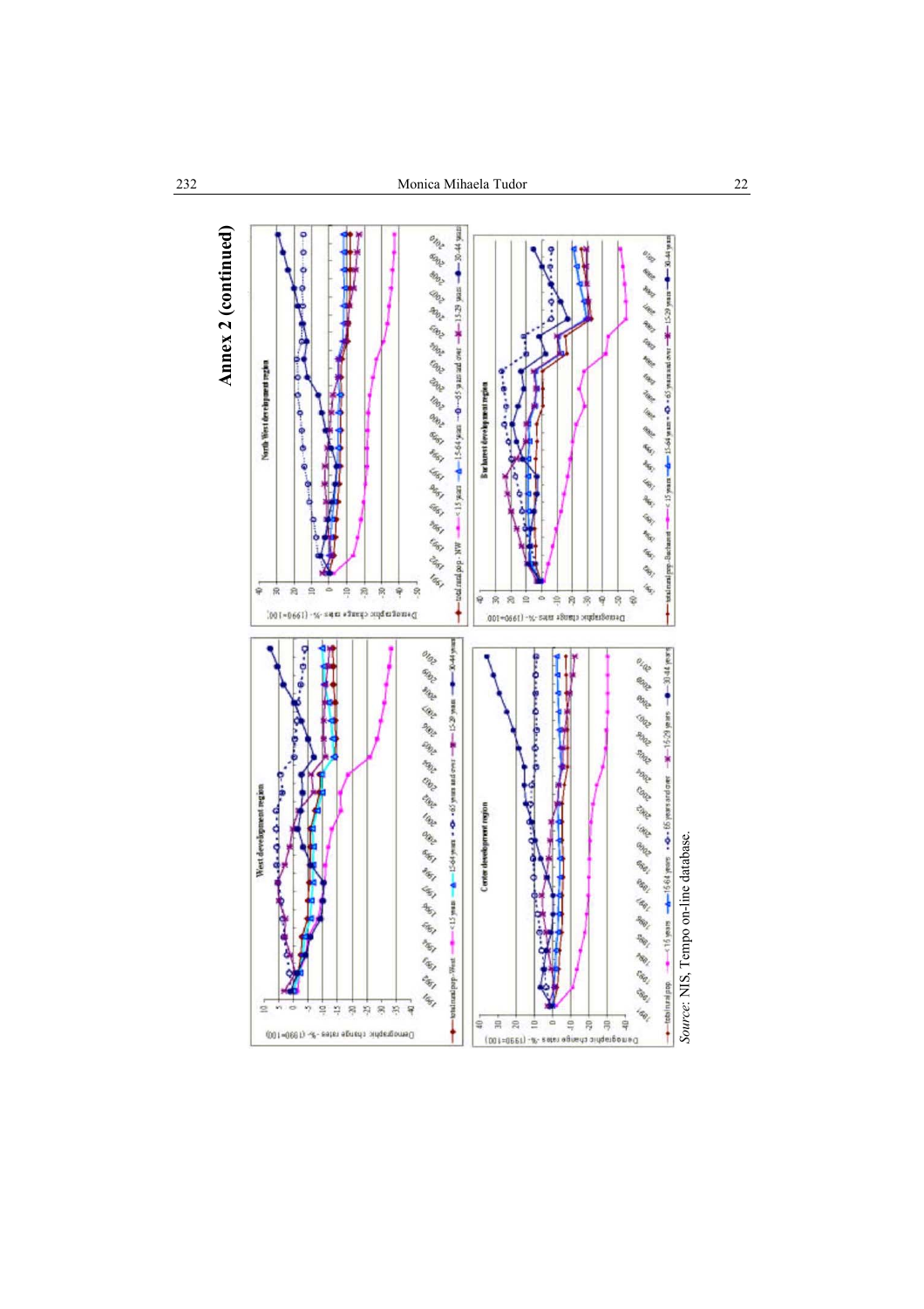**Annex 2 (continued)**

North West development region

Demographic change rates -%- (1990=100)

40
30
20
10
0
-10
-20
-30
-40
-50

1990 1991 1992 1993 1994 1995 1996 1997 1998 1999 2000 2001 2002 2003 2004 2005 2006 2007 2008 2009 2010

total rural pop - NW — < 15 years — 15-64 years — 65 years and over — 15-29 years — 30-44 years

Bucharest development region

Demographic change rates -%- (1990=100)

40
30
20
10
0
-10
-20
-30
-40
-50
-60

1990 1991 1992 1993 1994 1995 1996 1997 1998 1999 2000 2001 2002 2003 2004 2005 2006 2007 2008 2009 2010

total rural pop - Bucharest — < 15 years — 15-64 years — 65 years and over — 15-29 years — 30-44 years

West development region

Demographic change rates -%- (1990=100)

10
5
0
-5
-10
-15
-20
-25
-30
-35
-40

1990 1991 1992 1993 1994 1995 1996 1997 1998 1999 2000 2001 2002 2003 2004 2005 2006 2007 2008 2009 2010

total rural pop - West — < 15 years — 15-64 years — 65 years and over — 15-29 years — 30-44 years

Center development region

Demographic change rates -%- (1990=100)

40
30
20
10
0
-10
-20
-30
-40

1990 1991 1992 1993 1994 1995 1996 1997 1998 1999 2000 2001 2002 2003 2004 2005 2006 2007 2008 2009 2010

total rural pop — < 15 years — 15-64 years — 65 years and over — 15-29 years — 30-44 years

*Source*: NIS, Tempo on-line database.